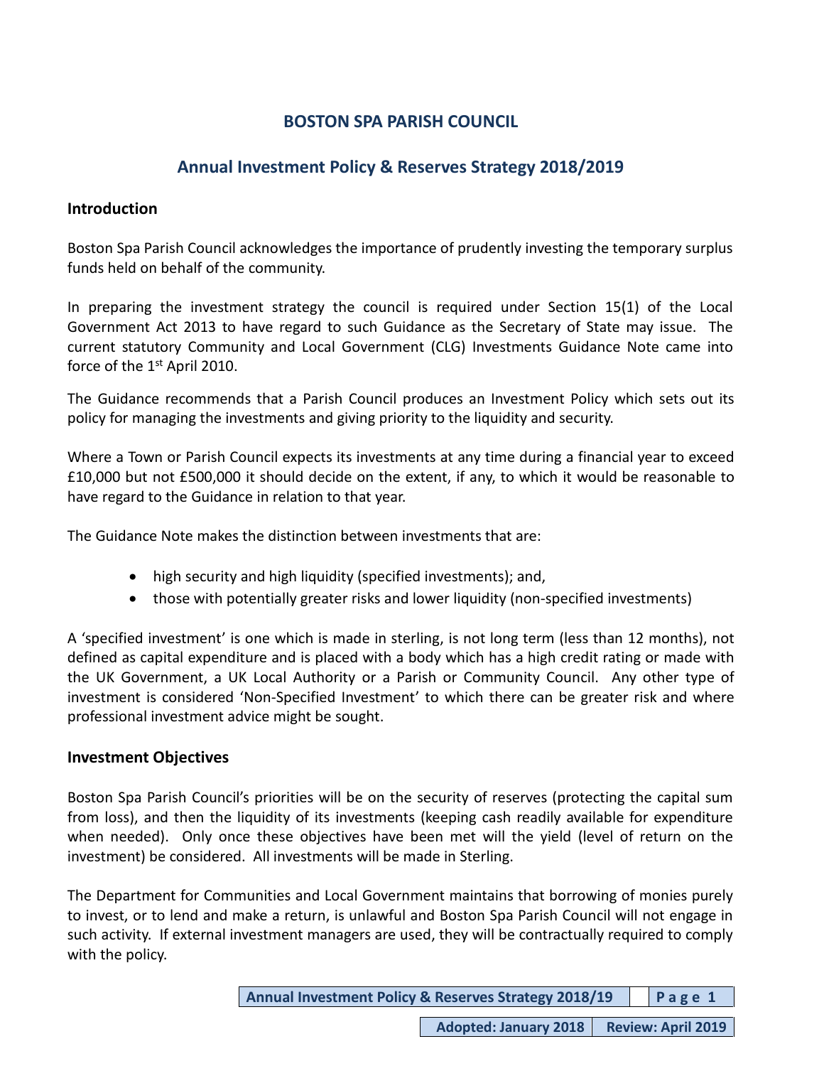# BOSTON SPA PARISH COUNCIL

## Annual Investment Policy & Reserves Strategy 2018/2019

### Introduction

Boston Spa Parish Council acknowledges the importance of prudently investing the temporary surplus funds held on behalf of the community.

In preparing the investment strategy the council is required under Section 15(1) of the Local Government Act 2013 to have regard to such Guidance as the Secretary of State may issue. The current statutory Community and Local Government (CLG) Investments Guidance Note came into force of the 1st April 2010.

The Guidance recommends that a Parish Council produces an Investment Policy which sets out its policy for managing the investments and giving priority to the liquidity and security.

Where a Town or Parish Council expects its investments at any time during a financial year to exceed £10,000 but not £500,000 it should decide on the extent, if any, to which it would be reasonable to have regard to the Guidance in relation to that year.

The Guidance Note makes the distinction between investments that are:

- high security and high liquidity (specified investments); and,
- those with potentially greater risks and lower liquidity (non-specified investments)

A 'specified investment' is one which is made in sterling, is not long term (less than 12 months), not defined as capital expenditure and is placed with a body which has a high credit rating or made with the UK Government, a UK Local Authority or a Parish or Community Council. Any other type of investment is considered 'Non-Specified Investment' to which there can be greater risk and where professional investment advice might be sought.

### Investment Objectives

Boston Spa Parish Council's priorities will be on the security of reserves (protecting the capital sum from loss), and then the liquidity of its investments (keeping cash readily available for expenditure when needed). Only once these objectives have been met will the yield (level of return on the investment) be considered. All investments will be made in Sterling.

The Department for Communities and Local Government maintains that borrowing of monies purely to invest, or to lend and make a return, is unlawful and Boston Spa Parish Council will not engage in such activity. If external investment managers are used, they will be contractually required to comply with the policy.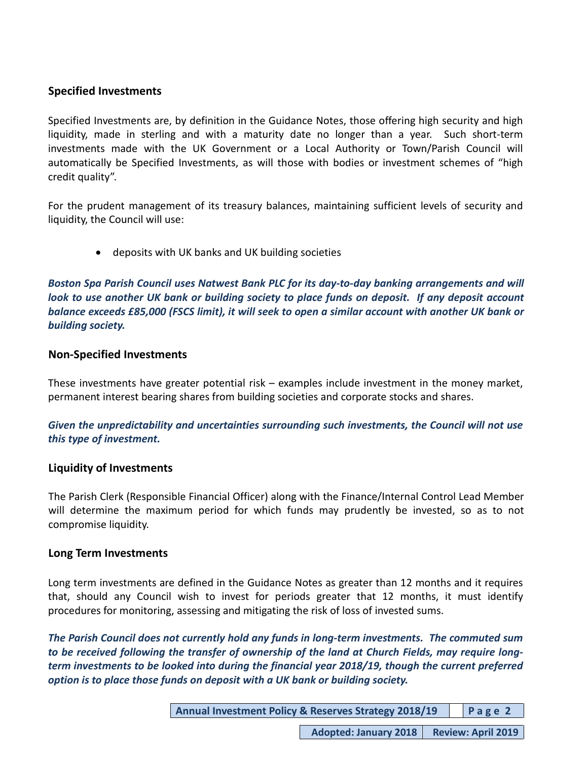## Specified Investments

Specified Investments are, by definition in the Guidance Notes, those offering high security and high liquidity, made in sterling and with a maturity date no longer than a year. Such short-term investments made with the UK Government or a Local Authority or Town/Parish Council will automatically be Specified Investments, as will those with bodies or investment schemes of "high credit quality".

For the prudent management of its treasury balances, maintaining sufficient levels of security and liquidity, the Council will use:

- deposits with UK banks and UK building societies

***Boston Spa Parish Council uses Natwest Bank PLC for its day-to-day banking arrangements and will look to use another UK bank or building society to place funds on deposit. If any deposit account balance exceeds £85,000 (FSCS limit), it will seek to open a similar account with another UK bank or building society.***

## Non-Specified Investments

These investments have greater potential risk – examples include investment in the money market, permanent interest bearing shares from building societies and corporate stocks and shares.

***Given the unpredictability and uncertainties surrounding such investments, the Council will not use this type of investment.***

## Liquidity of Investments

The Parish Clerk (Responsible Financial Officer) along with the Finance/Internal Control Lead Member will determine the maximum period for which funds may prudently be invested, so as to not compromise liquidity.

## Long Term Investments

Long term investments are defined in the Guidance Notes as greater than 12 months and it requires that, should any Council wish to invest for periods greater that 12 months, it must identify procedures for monitoring, assessing and mitigating the risk of loss of invested sums.

***The Parish Council does not currently hold any funds in long-term investments. The commuted sum to be received following the transfer of ownership of the land at Church Fields, may require long-term investments to be looked into during the financial year 2018/19, though the current preferred option is to place those funds on deposit with a UK bank or building society.***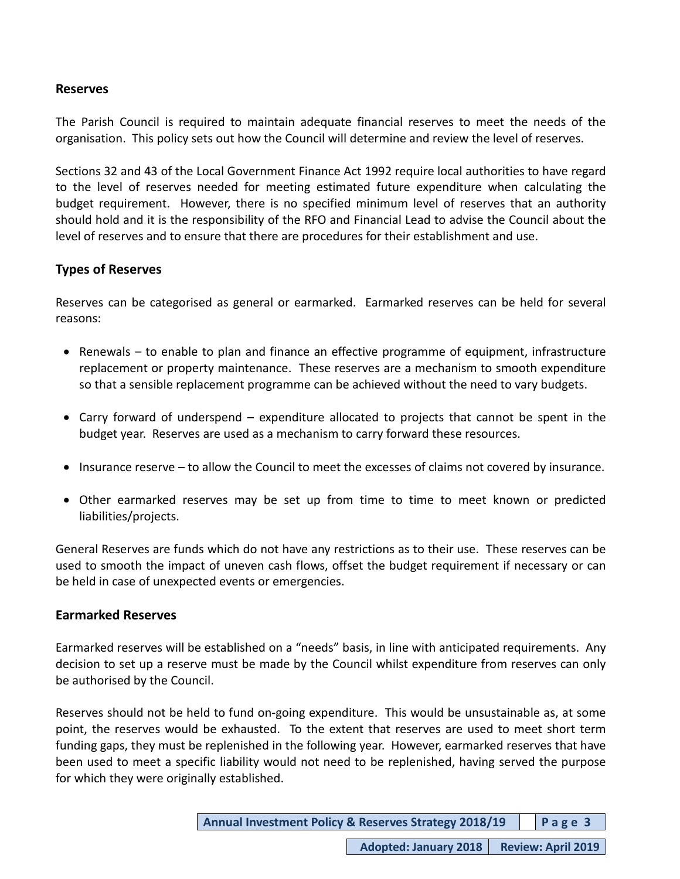## Reserves

The Parish Council is required to maintain adequate financial reserves to meet the needs of the organisation. This policy sets out how the Council will determine and review the level of reserves.

Sections 32 and 43 of the Local Government Finance Act 1992 require local authorities to have regard to the level of reserves needed for meeting estimated future expenditure when calculating the budget requirement. However, there is no specified minimum level of reserves that an authority should hold and it is the responsibility of the RFO and Financial Lead to advise the Council about the level of reserves and to ensure that there are procedures for their establishment and use.

## Types of Reserves

Reserves can be categorised as general or earmarked. Earmarked reserves can be held for several reasons:

- Renewals – to enable to plan and finance an effective programme of equipment, infrastructure replacement or property maintenance. These reserves are a mechanism to smooth expenditure so that a sensible replacement programme can be achieved without the need to vary budgets.
- Carry forward of underspend – expenditure allocated to projects that cannot be spent in the budget year. Reserves are used as a mechanism to carry forward these resources.
- Insurance reserve – to allow the Council to meet the excesses of claims not covered by insurance.
- Other earmarked reserves may be set up from time to time to meet known or predicted liabilities/projects.

General Reserves are funds which do not have any restrictions as to their use. These reserves can be used to smooth the impact of uneven cash flows, offset the budget requirement if necessary or can be held in case of unexpected events or emergencies.

## Earmarked Reserves

Earmarked reserves will be established on a "needs" basis, in line with anticipated requirements. Any decision to set up a reserve must be made by the Council whilst expenditure from reserves can only be authorised by the Council.

Reserves should not be held to fund on-going expenditure. This would be unsustainable as, at some point, the reserves would be exhausted. To the extent that reserves are used to meet short term funding gaps, they must be replenished in the following year. However, earmarked reserves that have been used to meet a specific liability would not need to be replenished, having served the purpose for which they were originally established.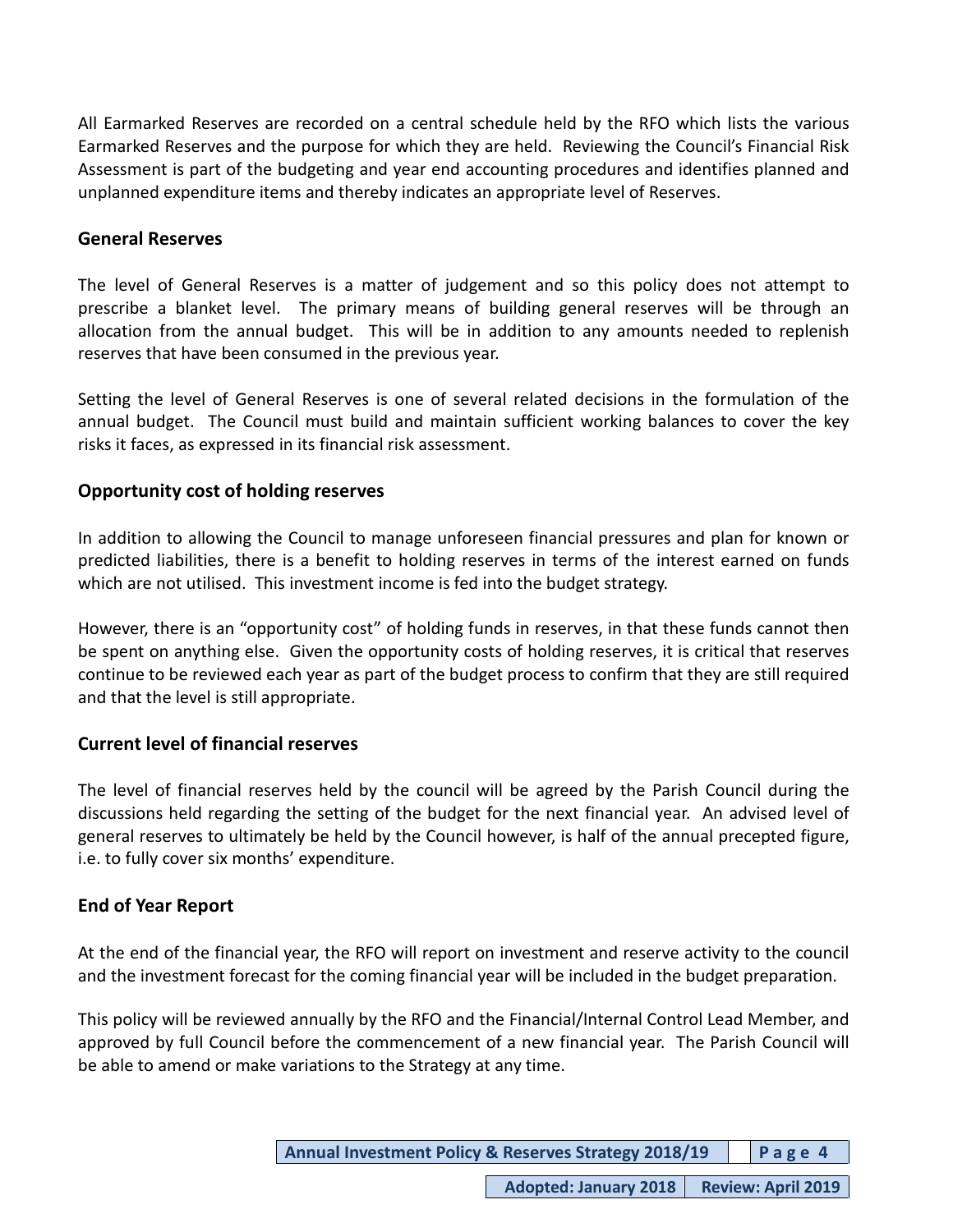All Earmarked Reserves are recorded on a central schedule held by the RFO which lists the various Earmarked Reserves and the purpose for which they are held. Reviewing the Council's Financial Risk Assessment is part of the budgeting and year end accounting procedures and identifies planned and unplanned expenditure items and thereby indicates an appropriate level of Reserves.

### General Reserves

The level of General Reserves is a matter of judgement and so this policy does not attempt to prescribe a blanket level. The primary means of building general reserves will be through an allocation from the annual budget. This will be in addition to any amounts needed to replenish reserves that have been consumed in the previous year.

Setting the level of General Reserves is one of several related decisions in the formulation of the annual budget. The Council must build and maintain sufficient working balances to cover the key risks it faces, as expressed in its financial risk assessment.

### Opportunity cost of holding reserves

In addition to allowing the Council to manage unforeseen financial pressures and plan for known or predicted liabilities, there is a benefit to holding reserves in terms of the interest earned on funds which are not utilised. This investment income is fed into the budget strategy.

However, there is an "opportunity cost" of holding funds in reserves, in that these funds cannot then be spent on anything else. Given the opportunity costs of holding reserves, it is critical that reserves continue to be reviewed each year as part of the budget process to confirm that they are still required and that the level is still appropriate.

### Current level of financial reserves

The level of financial reserves held by the council will be agreed by the Parish Council during the discussions held regarding the setting of the budget for the next financial year. An advised level of general reserves to ultimately be held by the Council however, is half of the annual precepted figure, i.e. to fully cover six months' expenditure.

### End of Year Report

At the end of the financial year, the RFO will report on investment and reserve activity to the council and the investment forecast for the coming financial year will be included in the budget preparation.

This policy will be reviewed annually by the RFO and the Financial/Internal Control Lead Member, and approved by full Council before the commencement of a new financial year. The Parish Council will be able to amend or make variations to the Strategy at any time.